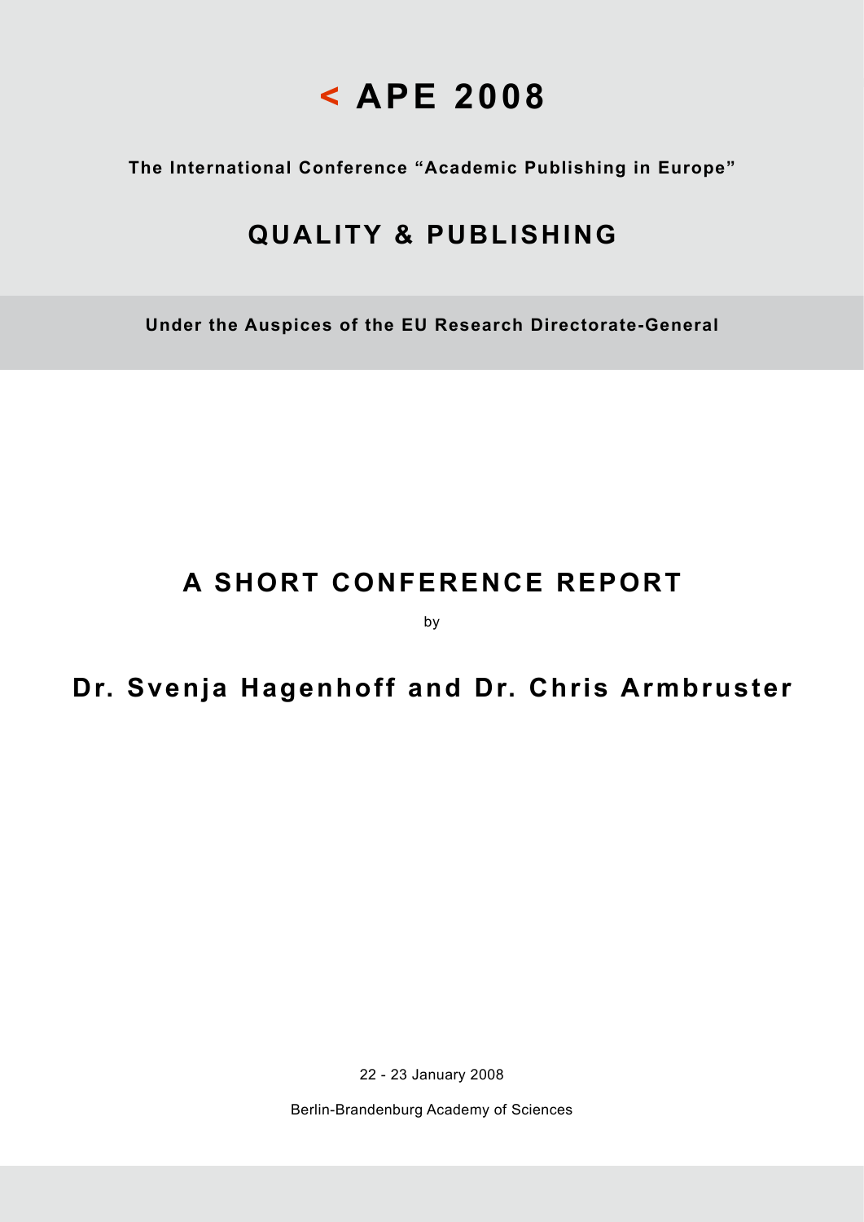# < APE 2008

**The International Conference "Academic Publishing in Europe"**

## QUALITY & PUBLISHING

**Under the Auspices of the EU Research Directorate-General**

## A SHORT CONFERENCE REPORT

by

**Dr. Svenja Hagenhoff and Dr. Chris Armbruster**

22 - 23 January 2008

Berlin-Brandenburg Academy of Sciences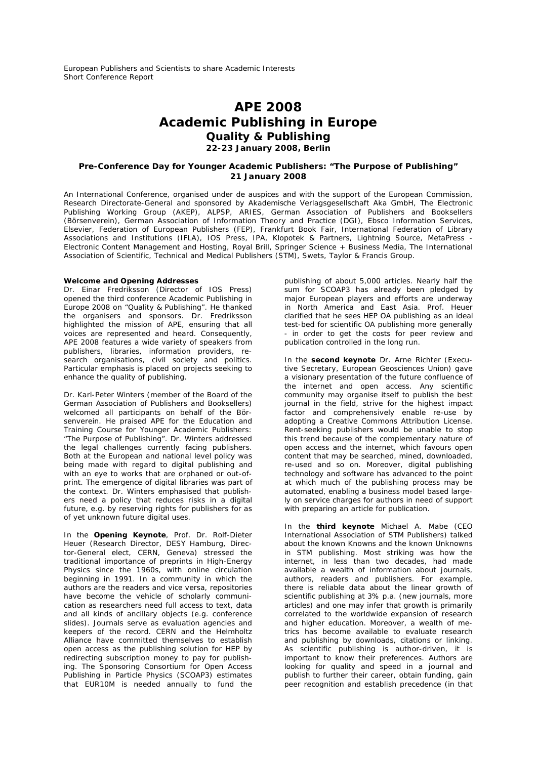European Publishers and Scientists to share Academic Interests
Short Conference Report

# APE 2008
# Academic Publishing in Europe
## Quality & Publishing
### 22-23 January 2008, Berlin

### Pre-Conference Day for Younger Academic Publishers: "The Purpose of Publishing"
### 21 January 2008

An International Conference, organised under de auspices and with the support of the European Commission, Research Directorate-General and sponsored by Akademische Verlagsgesellschaft Aka GmbH, The Electronic Publishing Working Group (AKEP), ALPSP, ARIES, German Association of Publishers and Booksellers (Börsenverein), German Association of Information Theory and Practice (DGI), Ebsco Information Services, Elsevier, Federation of European Publishers (FEP), Frankfurt Book Fair, International Federation of Library Associations and Institutions (IFLA), IOS Press, IPA, Klopotek & Partners, Lightning Source, MetaPress - Electronic Content Management and Hosting, Royal Brill, Springer Science + Business Media, The International Association of Scientific, Technical and Medical Publishers (STM), Swets, Taylor & Francis Group.

**Welcome and Opening Addresses**

Dr. Einar Fredriksson (Director of IOS Press) opened the third conference Academic Publishing in Europe 2008 on "Quality & Publishing". He thanked the organisers and sponsors. Dr. Fredriksson highlighted the mission of APE, ensuring that all voices are represented and heard. Consequently, APE 2008 features a wide variety of speakers from publishers, libraries, information providers, research organisations, civil society and politics. Particular emphasis is placed on projects seeking to enhance the quality of publishing.

Dr. Karl-Peter Winters (member of the Board of the German Association of Publishers and Booksellers) welcomed all participants on behalf of the Börsenverein. He praised APE for the Education and Training Course for Younger Academic Publishers: "The Purpose of Publishing". Dr. Winters addressed the legal challenges currently facing publishers. Both at the European and national level policy was being made with regard to digital publishing and with an eye to works that are orphaned or out-of-print. The emergence of digital libraries was part of the context. Dr. Winters emphasised that publishers need a policy that reduces risks in a digital future, e.g. by reserving rights for publishers for as of yet unknown future digital uses.

In the **Opening Keynote**, Prof. Dr. Rolf-Dieter Heuer (Research Director, DESY Hamburg, Director-General elect, CERN, Geneva) stressed the traditional importance of preprints in High-Energy Physics since the 1960s, with online circulation beginning in 1991. In a community in which the authors are the readers and vice versa, repositories have become the vehicle of scholarly communication as researchers need full access to text, data and all kinds of ancillary objects (e.g. conference slides). Journals serve as evaluation agencies and keepers of the record. CERN and the Helmholtz Alliance have committed themselves to establish open access as the publishing solution for HEP by redirecting subscription money to pay for publishing. The Sponsoring Consortium for Open Access Publishing in Particle Physics (SCOAP3) estimates that EUR10M is needed annually to fund the publishing of about 5,000 articles. Nearly half the sum for SCOAP3 has already been pledged by major European players and efforts are underway in North America and East Asia. Prof. Heuer clarified that he sees HEP OA publishing as an ideal test-bed for scientific OA publishing more generally - in order to get the costs for peer review and publication controlled in the long run.

In the **second keynote** Dr. Arne Richter (Executive Secretary, European Geosciences Union) gave a visionary presentation of the future confluence of the internet and open access. Any scientific community may organise itself to publish the best journal in the field, strive for the highest impact factor and comprehensively enable re-use by adopting a Creative Commons Attribution License. Rent-seeking publishers would be unable to stop this trend because of the complementary nature of open access and the internet, which favours open content that may be searched, mined, downloaded, re-used and so on. Moreover, digital publishing technology and software has advanced to the point at which much of the publishing process may be automated, enabling a business model based largely on service charges for authors in need of support with preparing an article for publication.

In the **third keynote** Michael A. Mabe (CEO International Association of STM Publishers) talked about the known Knowns and the known Unknowns in STM publishing. Most striking was how the internet, in less than two decades, had made available a wealth of information about journals, authors, readers and publishers. For example, there is reliable data about the linear growth of scientific publishing at 3% p.a. (new journals, more articles) and one may infer that growth is primarily correlated to the worldwide expansion of research and higher education. Moreover, a wealth of metrics has become available to evaluate research and publishing by downloads, citations or linking. As scientific publishing is author-driven, it is important to know their preferences. Authors are looking for quality and speed in a journal and publish to further their career, obtain funding, gain peer recognition and establish precedence (in that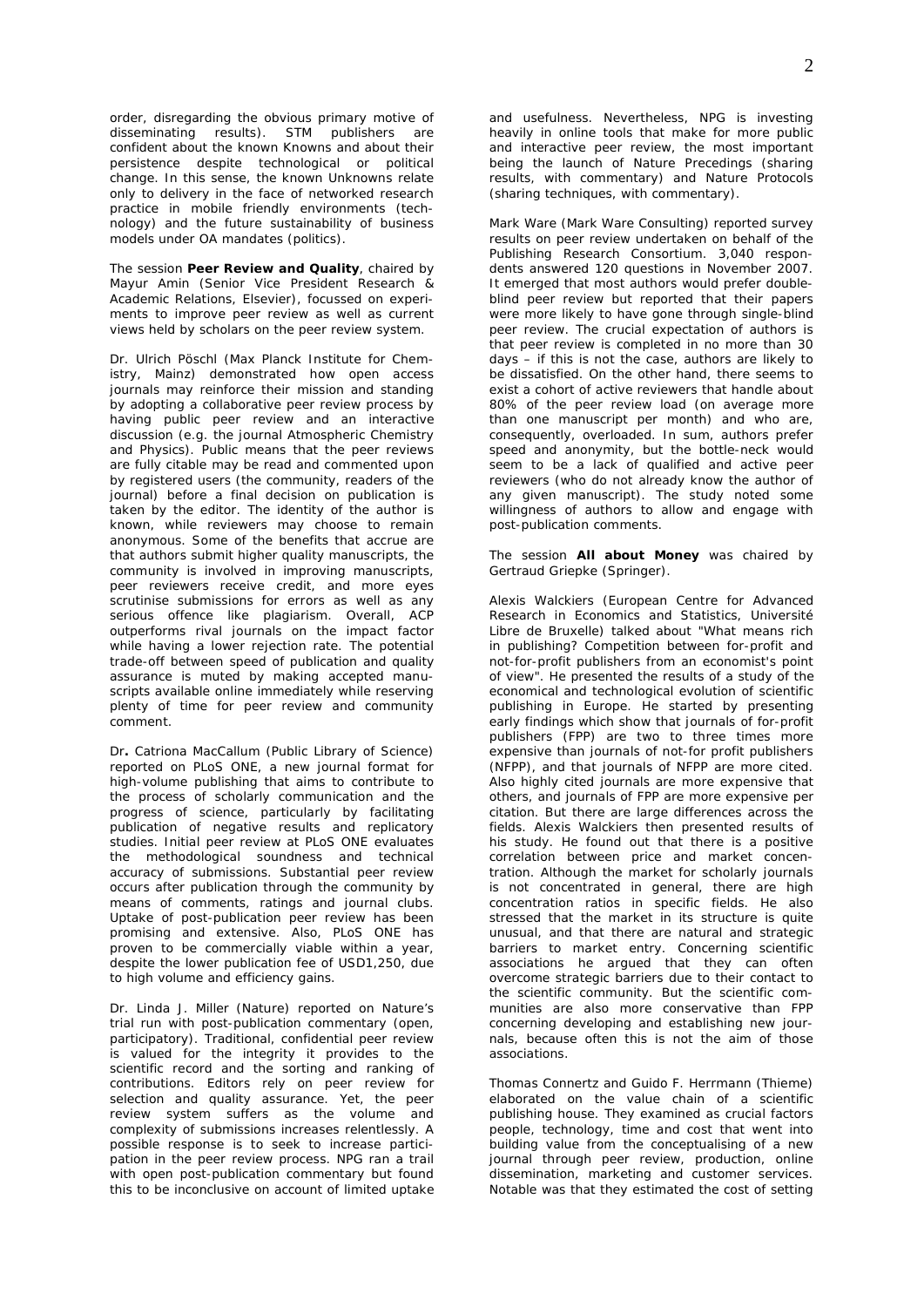order, disregarding the obvious primary motive of disseminating results). STM publishers are confident about the known Knowns and about their persistence despite technological or political change. In this sense, the known Unknowns relate only to delivery in the face of networked research practice in mobile friendly environments (technology) and the future sustainability of business models under OA mandates (politics).

The session **Peer Review and Quality**, chaired by Mayur Amin (Senior Vice President Research & Academic Relations, Elsevier), focussed on experiments to improve peer review as well as current views held by scholars on the peer review system.

Dr. Ulrich Pöschl (Max Planck Institute for Chemistry, Mainz) demonstrated how open access journals may reinforce their mission and standing by adopting a collaborative peer review process by having public peer review and an interactive discussion (e.g. the journal Atmospheric Chemistry and Physics). Public means that the peer reviews are fully citable may be read and commented upon by registered users (the community, readers of the journal) before a final decision on publication is taken by the editor. The identity of the author is known, while reviewers may choose to remain anonymous. Some of the benefits that accrue are that authors submit higher quality manuscripts, the community is involved in improving manuscripts, peer reviewers receive credit, and more eyes scrutinise submissions for errors as well as any serious offence like plagiarism. Overall, ACP outperforms rival journals on the impact factor while having a lower rejection rate. The potential trade-off between speed of publication and quality assurance is muted by making accepted manuscripts available online immediately while reserving plenty of time for peer review and community comment.

Dr**.** Catriona MacCallum (Public Library of Science) reported on PLoS ONE, a new journal format for high-volume publishing that aims to contribute to the process of scholarly communication and the progress of science, particularly by facilitating publication of negative results and replicatory studies. Initial peer review at PLoS ONE evaluates the methodological soundness and technical accuracy of submissions. Substantial peer review occurs after publication through the community by means of comments, ratings and journal clubs. Uptake of post-publication peer review has been promising and extensive. Also, PLoS ONE has proven to be commercially viable within a year, despite the lower publication fee of USD1,250, due to high volume and efficiency gains.

Dr. Linda J. Miller (Nature) reported on Nature's trial run with post-publication commentary (open, participatory). Traditional, confidential peer review is valued for the integrity it provides to the scientific record and the sorting and ranking of contributions. Editors rely on peer review for selection and quality assurance. Yet, the peer review system suffers as the volume and complexity of submissions increases relentlessly. A possible response is to seek to increase participation in the peer review process. NPG ran a trail with open post-publication commentary but found this to be inconclusive on account of limited uptake and usefulness. Nevertheless, NPG is investing heavily in online tools that make for more public and interactive peer review, the most important being the launch of Nature Precedings (sharing results, with commentary) and Nature Protocols (sharing techniques, with commentary).

Mark Ware (Mark Ware Consulting) reported survey results on peer review undertaken on behalf of the Publishing Research Consortium. 3,040 respondents answered 120 questions in November 2007. It emerged that most authors would prefer double-blind peer review but reported that their papers were more likely to have gone through single-blind peer review. The crucial expectation of authors is that peer review is completed in no more than 30 days – if this is not the case, authors are likely to be dissatisfied. On the other hand, there seems to exist a cohort of active reviewers that handle about 80% of the peer review load (on average more than one manuscript per month) and who are, consequently, overloaded. In sum, authors prefer speed and anonymity, but the bottle-neck would seem to be a lack of qualified and active peer reviewers (who do not already know the author of any given manuscript). The study noted some willingness of authors to allow and engage with post-publication comments.

The session **All about Money** was chaired by Gertraud Griepke (Springer).

Alexis Walckiers (European Centre for Advanced Research in Economics and Statistics, Université Libre de Bruxelle) talked about "What means rich in publishing? Competition between for-profit and not-for-profit publishers from an economist's point of view". He presented the results of a study of the economical and technological evolution of scientific publishing in Europe. He started by presenting early findings which show that journals of for-profit publishers (FPP) are two to three times more expensive than journals of not-for profit publishers (NFPP), and that journals of NFPP are more cited. Also highly cited journals are more expensive that others, and journals of FPP are more expensive per citation. But there are large differences across the fields. Alexis Walckiers then presented results of his study. He found out that there is a positive correlation between price and market concentration. Although the market for scholarly journals is not concentrated in general, there are high concentration ratios in specific fields. He also stressed that the market in its structure is quite unusual, and that there are natural and strategic barriers to market entry. Concerning scientific associations he argued that they can often overcome strategic barriers due to their contact to the scientific community. But the scientific communities are also more conservative than FPP concerning developing and establishing new journals, because often this is not the aim of those associations.

Thomas Connertz and Guido F. Herrmann (Thieme) elaborated on the value chain of a scientific publishing house. They examined as crucial factors people, technology, time and cost that went into building value from the conceptualising of a new journal through peer review, production, online dissemination, marketing and customer services. Notable was that they estimated the cost of setting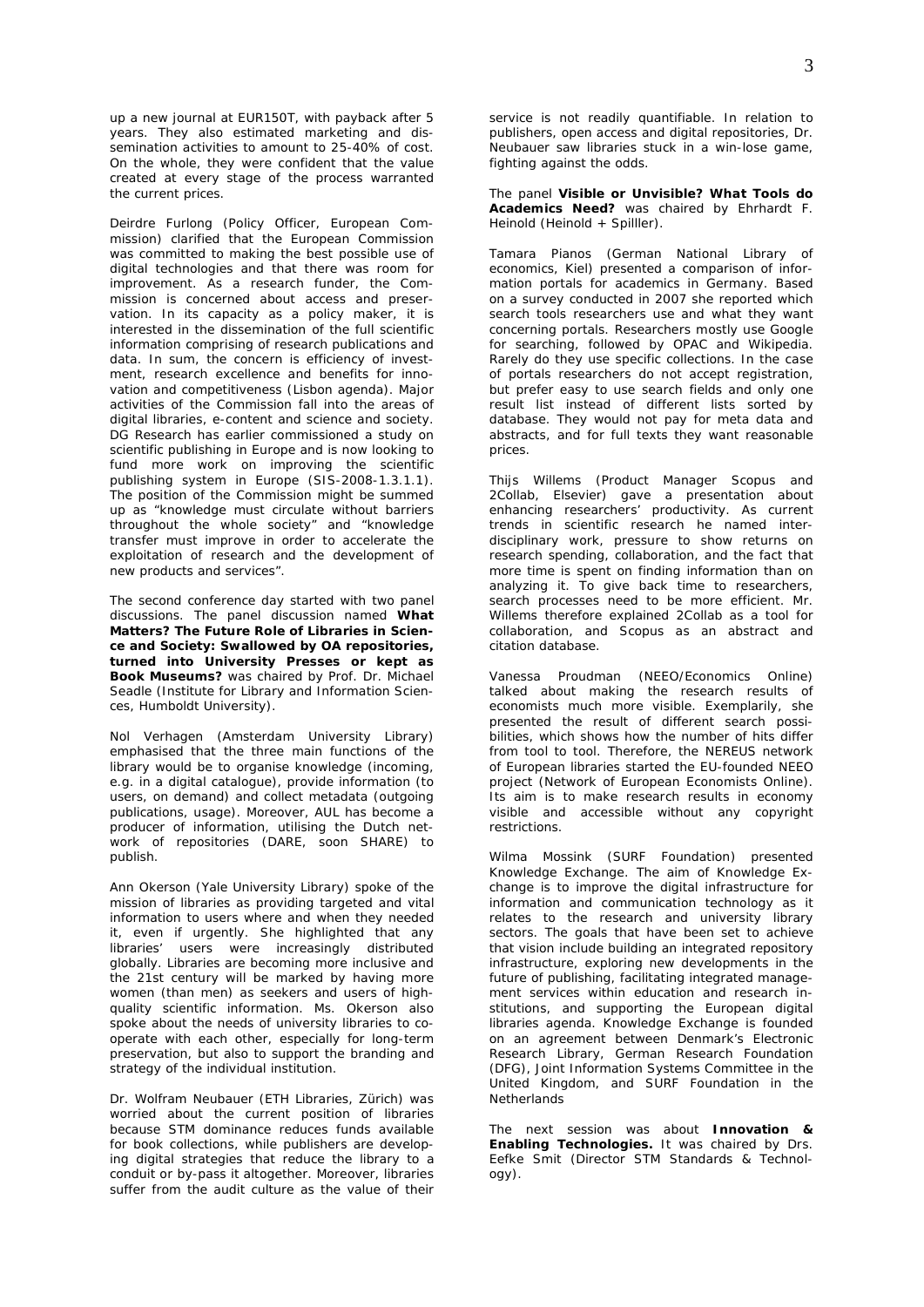up a new journal at EUR150T, with payback after 5 years. They also estimated marketing and dissemination activities to amount to 25-40% of cost. On the whole, they were confident that the value created at every stage of the process warranted the current prices.

Deirdre Furlong (Policy Officer, European Commission) clarified that the European Commission was committed to making the best possible use of digital technologies and that there was room for improvement. As a research funder, the Commission is concerned about access and preservation. In its capacity as a policy maker, it is interested in the dissemination of the full scientific information comprising of research publications and data. In sum, the concern is efficiency of investment, research excellence and benefits for innovation and competitiveness (Lisbon agenda). Major activities of the Commission fall into the areas of digital libraries, e-content and science and society. DG Research has earlier commissioned a study on scientific publishing in Europe and is now looking to fund more work on improving the scientific publishing system in Europe (SIS-2008-1.3.1.1). The position of the Commission might be summed up as "knowledge must circulate without barriers throughout the whole society" and "knowledge transfer must improve in order to accelerate the exploitation of research and the development of new products and services".

The second conference day started with two panel discussions. The panel discussion named **What Matters? The Future Role of Libraries in Science and Society: Swallowed by OA repositories, turned into University Presses or kept as Book Museums?** was chaired by Prof. Dr. Michael Seadle (Institute for Library and Information Sciences, Humboldt University).

Nol Verhagen (Amsterdam University Library) emphasised that the three main functions of the library would be to organise knowledge (incoming, e.g. in a digital catalogue), provide information (to users, on demand) and collect metadata (outgoing publications, usage). Moreover, AUL has become a producer of information, utilising the Dutch network of repositories (DARE, soon SHARE) to publish.

Ann Okerson (Yale University Library) spoke of the mission of libraries as providing targeted and vital information to users where and when they needed it, even if urgently. She highlighted that any libraries' users were increasingly distributed globally. Libraries are becoming more inclusive and the 21st century will be marked by having more women (than men) as seekers and users of high-quality scientific information. Ms. Okerson also spoke about the needs of university libraries to cooperate with each other, especially for long-term preservation, but also to support the branding and strategy of the individual institution.

Dr. Wolfram Neubauer (ETH Libraries, Zürich) was worried about the current position of libraries because STM dominance reduces funds available for book collections, while publishers are developing digital strategies that reduce the library to a conduit or by-pass it altogether. Moreover, libraries suffer from the audit culture as the value of their service is not readily quantifiable. In relation to publishers, open access and digital repositories, Dr. Neubauer saw libraries stuck in a win-lose game, fighting against the odds.

The panel **Visible or Unvisible? What Tools do Academics Need?** was chaired by Ehrhardt F. Heinold (Heinold + Spilller).

Tamara Pianos (German National Library of economics, Kiel) presented a comparison of information portals for academics in Germany. Based on a survey conducted in 2007 she reported which search tools researchers use and what they want concerning portals. Researchers mostly use Google for searching, followed by OPAC and Wikipedia. Rarely do they use specific collections. In the case of portals researchers do not accept registration, but prefer easy to use search fields and only one result list instead of different lists sorted by database. They would not pay for meta data and abstracts, and for full texts they want reasonable prices.

Thijs Willems (Product Manager Scopus and 2Collab, Elsevier) gave a presentation about enhancing researchers' productivity. As current trends in scientific research he named interdisciplinary work, pressure to show returns on research spending, collaboration, and the fact that more time is spent on finding information than on analyzing it. To give back time to researchers, search processes need to be more efficient. Mr. Willems therefore explained 2Collab as a tool for collaboration, and Scopus as an abstract and citation database.

Vanessa Proudman (NEEO/Economics Online) talked about making the research results of economists much more visible. Exemplarily, she presented the result of different search possibilities, which shows how the number of hits differ from tool to tool. Therefore, the NEREUS network of European libraries started the EU-founded NEEO project (Network of European Economists Online). Its aim is to make research results in economy visible and accessible without any copyright restrictions.

Wilma Mossink (SURF Foundation) presented Knowledge Exchange. The aim of Knowledge Exchange is to improve the digital infrastructure for information and communication technology as it relates to the research and university library sectors. The goals that have been set to achieve that vision include building an integrated repository infrastructure, exploring new developments in the future of publishing, facilitating integrated management services within education and research institutions, and supporting the European digital libraries agenda. Knowledge Exchange is founded on an agreement between Denmark's Electronic Research Library, German Research Foundation (DFG), Joint Information Systems Committee in the United Kingdom, and SURF Foundation in the Netherlands

The next session was about **Innovation & Enabling Technologies.** It was chaired by Drs. Eefke Smit (Director STM Standards & Technology).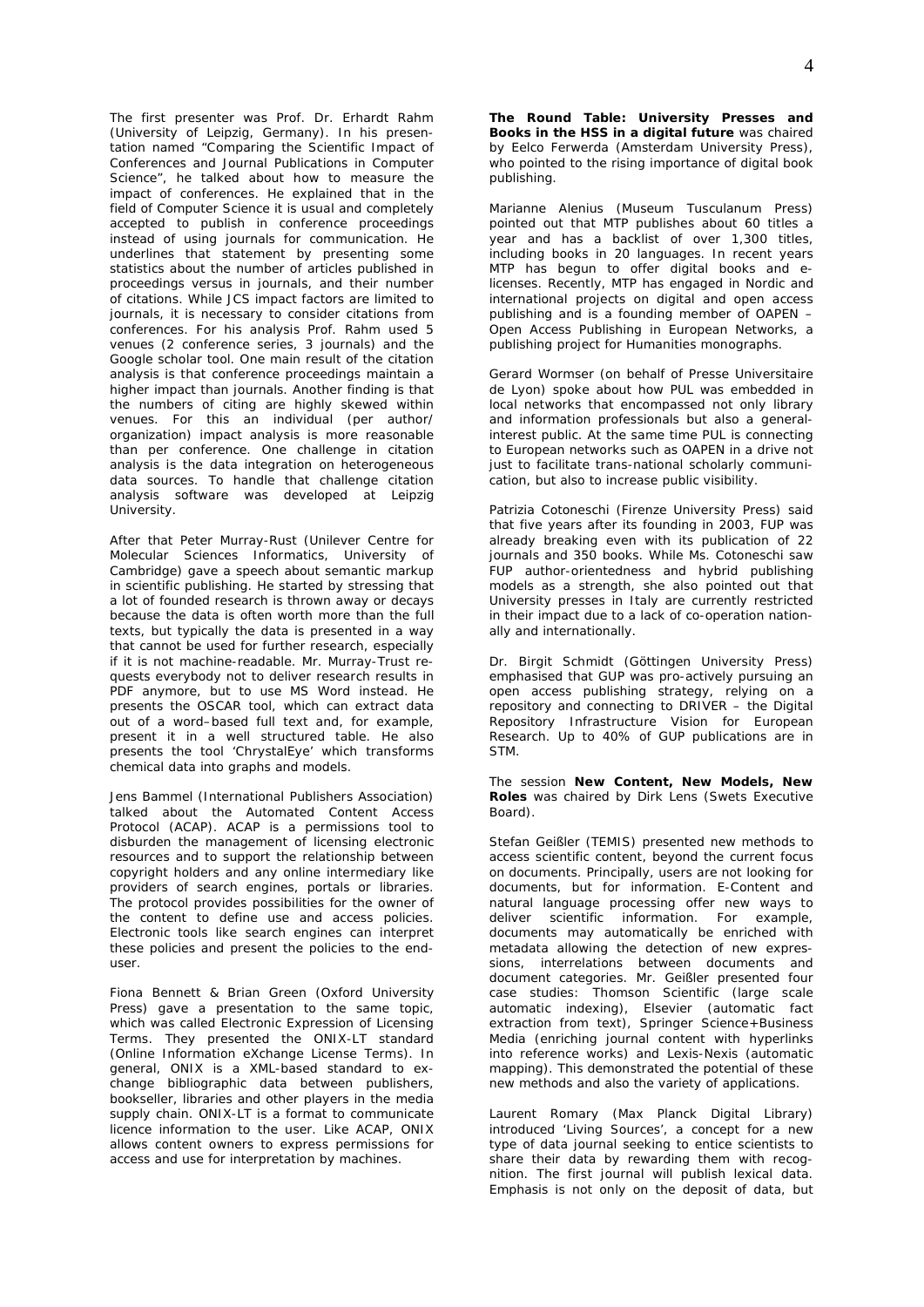The first presenter was Prof. Dr. Erhardt Rahm (University of Leipzig, Germany). In his presentation named "Comparing the Scientific Impact of Conferences and Journal Publications in Computer Science", he talked about how to measure the impact of conferences. He explained that in the field of Computer Science it is usual and completely accepted to publish in conference proceedings instead of using journals for communication. He underlines that statement by presenting some statistics about the number of articles published in proceedings versus in journals, and their number of citations. While JCS impact factors are limited to journals, it is necessary to consider citations from conferences. For his analysis Prof. Rahm used 5 venues (2 conference series, 3 journals) and the Google scholar tool. One main result of the citation analysis is that conference proceedings maintain a higher impact than journals. Another finding is that the numbers of citing are highly skewed within venues. For this an individual (per author/ organization) impact analysis is more reasonable than per conference. One challenge in citation analysis is the data integration on heterogeneous data sources. To handle that challenge citation analysis software was developed at Leipzig University.

After that Peter Murray-Rust (Unilever Centre for Molecular Sciences Informatics, University of Cambridge) gave a speech about semantic markup in scientific publishing. He started by stressing that a lot of founded research is thrown away or decays because the data is often worth more than the full texts, but typically the data is presented in a way that cannot be used for further research, especially if it is not machine-readable. Mr. Murray-Trust requests everybody not to deliver research results in PDF anymore, but to use MS Word instead. He presents the OSCAR tool, which can extract data out of a word–based full text and, for example, present it in a well structured table. He also presents the tool 'ChrystalEye' which transforms chemical data into graphs and models.

Jens Bammel (International Publishers Association) talked about the Automated Content Access Protocol (ACAP). ACAP is a permissions tool to disburden the management of licensing electronic resources and to support the relationship between copyright holders and any online intermediary like providers of search engines, portals or libraries. The protocol provides possibilities for the owner of the content to define use and access policies. Electronic tools like search engines can interpret these policies and present the policies to the end-user.

Fiona Bennett & Brian Green (Oxford University Press) gave a presentation to the same topic, which was called Electronic Expression of Licensing Terms. They presented the ONIX-LT standard (Online Information eXchange License Terms). In general, ONIX is a XML-based standard to exchange bibliographic data between publishers, bookseller, libraries and other players in the media supply chain. ONIX-LT is a format to communicate licence information to the user. Like ACAP, ONIX allows content owners to express permissions for access and use for interpretation by machines.

**The Round Table: University Presses and Books in the HSS in a digital future** was chaired by Eelco Ferwerda (Amsterdam University Press), who pointed to the rising importance of digital book publishing.

Marianne Alenius (Museum Tusculanum Press) pointed out that MTP publishes about 60 titles a year and has a backlist of over 1,300 titles, including books in 20 languages. In recent years MTP has begun to offer digital books and e-licenses. Recently, MTP has engaged in Nordic and international projects on digital and open access publishing and is a founding member of OAPEN – Open Access Publishing in European Networks, a publishing project for Humanities monographs.

Gerard Wormser (on behalf of Presse Universitaire de Lyon) spoke about how PUL was embedded in local networks that encompassed not only library and information professionals but also a general-interest public. At the same time PUL is connecting to European networks such as OAPEN in a drive not just to facilitate trans-national scholarly communication, but also to increase public visibility.

Patrizia Cotoneschi (Firenze University Press) said that five years after its founding in 2003, FUP was already breaking even with its publication of 22 journals and 350 books. While Ms. Cotoneschi saw FUP author-orientedness and hybrid publishing models as a strength, she also pointed out that University presses in Italy are currently restricted in their impact due to a lack of co-operation nationally and internationally.

Dr. Birgit Schmidt (Göttingen University Press) emphasised that GUP was pro-actively pursuing an open access publishing strategy, relying on a repository and connecting to DRIVER – the Digital Repository Infrastructure Vision for European Research. Up to 40% of GUP publications are in STM.

The session **New Content, New Models, New Roles** was chaired by Dirk Lens (Swets Executive Board).

Stefan Geißler (TEMIS) presented new methods to access scientific content, beyond the current focus on documents. Principally, users are not looking for documents, but for information. E-Content and natural language processing offer new ways to deliver scientific information. For example, documents may automatically be enriched with metadata allowing the detection of new expressions, interrelations between documents and document categories. Mr. Geißler presented four case studies: Thomson Scientific (large scale automatic indexing), Elsevier (automatic fact extraction from text), Springer Science+Business Media (enriching journal content with hyperlinks into reference works) and Lexis-Nexis (automatic mapping). This demonstrated the potential of these new methods and also the variety of applications.

Laurent Romary (Max Planck Digital Library) introduced 'Living Sources', a concept for a new type of data journal seeking to entice scientists to share their data by rewarding them with recognition. The first journal will publish lexical data. Emphasis is not only on the deposit of data, but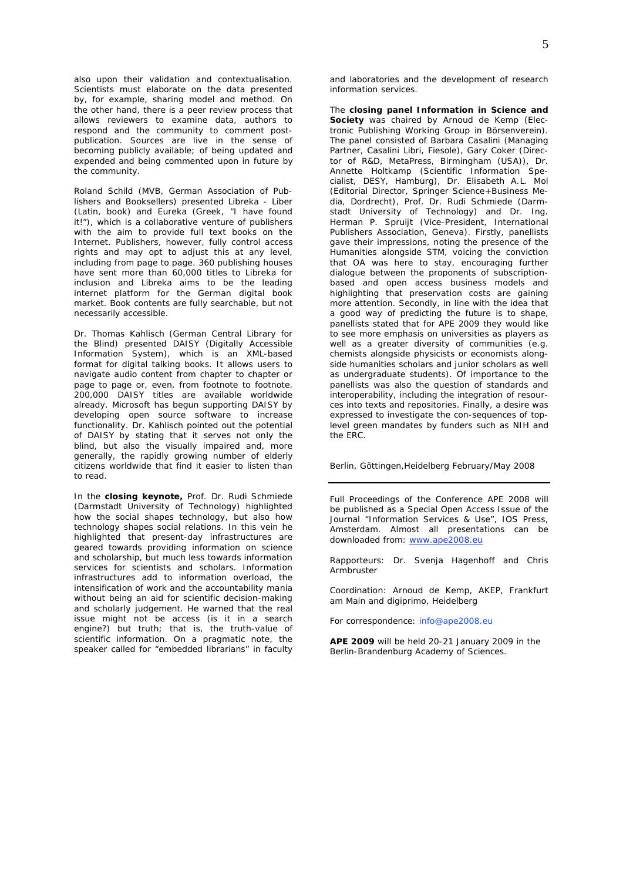also upon their validation and contextualisation. Scientists must elaborate on the data presented by, for example, sharing model and method. On the other hand, there is a peer review process that allows reviewers to examine data, authors to respond and the community to comment post-publication. Sources are live in the sense of becoming publicly available; of being updated and expended and being commented upon in future by the community.

Roland Schild (MVB, German Association of Publishers and Booksellers) presented Libreka - Liber (Latin, book) and Eureka (Greek, "I have found it!"), which is a collaborative venture of publishers with the aim to provide full text books on the Internet. Publishers, however, fully control access rights and may opt to adjust this at any level, including from page to page. 360 publishing houses have sent more than 60,000 titles to Libreka for inclusion and Libreka aims to be the leading internet platform for the German digital book market. Book contents are fully searchable, but not necessarily accessible.

Dr. Thomas Kahlisch (German Central Library for the Blind) presented DAISY (Digitally Accessible Information System), which is an XML-based format for digital talking books. It allows users to navigate audio content from chapter to chapter or page to page or, even, from footnote to footnote. 200,000 DAISY titles are available worldwide already. Microsoft has begun supporting DAISY by developing open source software to increase functionality. Dr. Kahlisch pointed out the potential of DAISY by stating that it serves not only the blind, but also the visually impaired and, more generally, the rapidly growing number of elderly citizens worldwide that find it easier to listen than to read.

In the **closing keynote,** Prof. Dr. Rudi Schmiede (Darmstadt University of Technology) highlighted how the social shapes technology, but also how technology shapes social relations. In this vein he highlighted that present-day infrastructures are geared towards providing information on science and scholarship, but much less towards information services for scientists and scholars. Information infrastructures add to information overload, the intensification of work and the accountability mania without being an aid for scientific decision-making and scholarly judgement. He warned that the real issue might not be access (is it in a search engine?) but truth; that is, the truth-value of scientific information. On a pragmatic note, the speaker called for "embedded librarians" in faculty and laboratories and the development of research information services.

The **closing panel Information in Science and Society** was chaired by Arnoud de Kemp (Electronic Publishing Working Group in Börsenverein). The panel consisted of Barbara Casalini (Managing Partner, Casalini Libri, Fiesole), Gary Coker (Director of R&D, MetaPress, Birmingham (USA)), Dr. Annette Holtkamp (Scientific Information Specialist, DESY, Hamburg), Dr. Elisabeth A.L. Mol (Editorial Director, Springer Science+Business Media, Dordrecht), Prof. Dr. Rudi Schmiede (Darmstadt University of Technology) and Dr. Ing. Herman P. Spruijt (Vice-President, International Publishers Association, Geneva). Firstly, panellists gave their impressions, noting the presence of the Humanities alongside STM, voicing the conviction that OA was here to stay, encouraging further dialogue between the proponents of subscription-based and open access business models and highlighting that preservation costs are gaining more attention. Secondly, in line with the idea that a good way of predicting the future is to shape, panellists stated that for APE 2009 they would like to see more emphasis on universities as players as well as a greater diversity of communities (e.g. chemists alongside physicists or economists alongside humanities scholars and junior scholars as well as undergraduate students). Of importance to the panellists was also the question of standards and interoperability, including the integration of resources into texts and repositories. Finally, a desire was expressed to investigate the con-sequences of top-level green mandates by funders such as NIH and the ERC.

Berlin, Göttingen,Heidelberg February/May 2008

---

Full Proceedings of the Conference APE 2008 will be published as a Special Open Access Issue of the Journal "Information Services & Use", IOS Press, Amsterdam. Almost all presentations can be downloaded from: www.ape2008.eu

Rapporteurs: Dr. Svenja Hagenhoff and Chris Armbruster

Coordination: Arnoud de Kemp, AKEP, Frankfurt am Main and digiprimo, Heidelberg

For correspondence: info@ape2008.eu

**APE 2009** will be held 20-21 January 2009 in the Berlin-Brandenburg Academy of Sciences.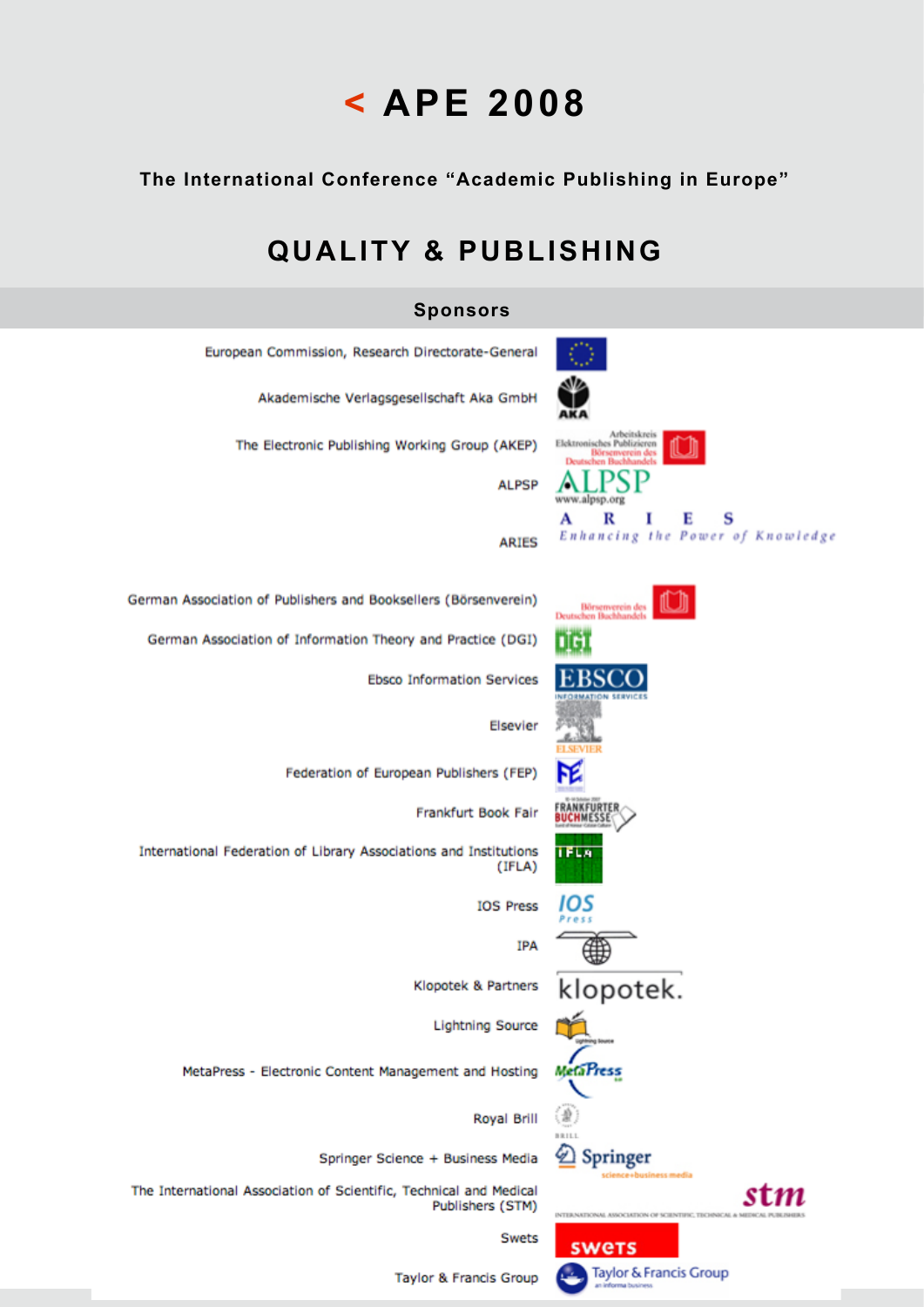# < APE 2008

**The International Conference "Academic Publishing in Europe"**

## QUALITY & PUBLISHING

### Sponsors

European Commission, Research Directorate-General

Akademische Verlagsgesellschaft Aka GmbH

The Electronic Publishing Working Group (AKEP)

ALPSP

ARIES

German Association of Publishers and Booksellers (Börsenverein)

German Association of Information Theory and Practice (DGI)

Ebsco Information Services

Elsevier

Federation of European Publishers (FEP)

Frankfurt Book Fair

International Federation of Library Associations and Institutions (IFLA)

IOS Press

IPA

Klopotek & Partners

Lightning Source

MetaPress - Electronic Content Management and Hosting

Royal Brill

Springer Science + Business Media

The International Association of Scientific, Technical and Medical Publishers (STM)

Swets

Taylor & Francis Group